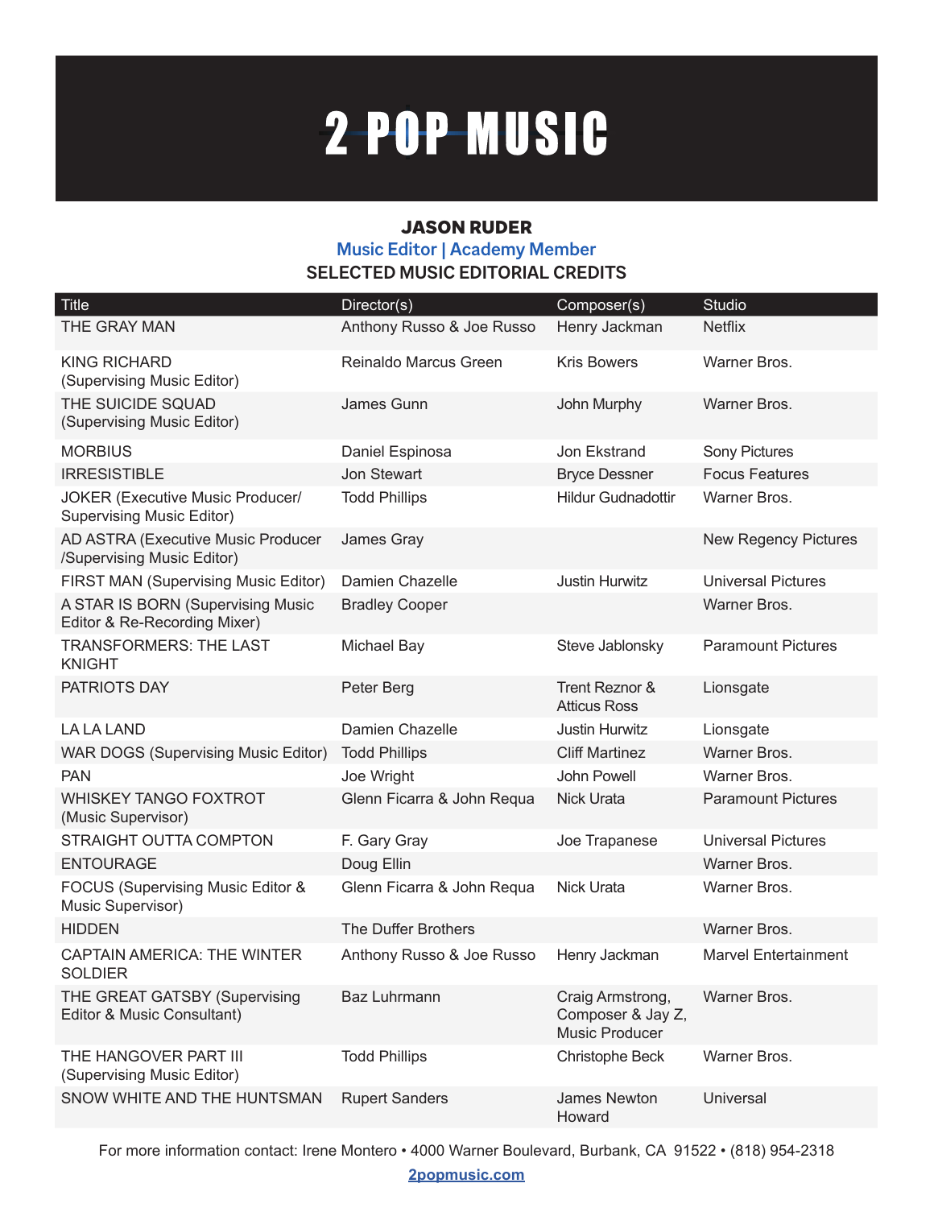# 2 POP MUSIC

## JASON RUDER

**Music Editor | Academy Member**

**SELECTED MUSIC EDITORIAL CREDITS**

| Title | Director(s) | Composer(s) | Studio |
|---|---|---|---|
| THE GRAY MAN | Anthony Russo & Joe Russo | Henry Jackman | Netflix |
| KING RICHARD (Supervising Music Editor) | Reinaldo Marcus Green | Kris Bowers | Warner Bros. |
| THE SUICIDE SQUAD (Supervising Music Editor) | James Gunn | John Murphy | Warner Bros. |
| MORBIUS | Daniel Espinosa | Jon Ekstrand | Sony Pictures |
| IRRESISTIBLE | Jon Stewart | Bryce Dessner | Focus Features |
| JOKER (Executive Music Producer/ Supervising Music Editor) | Todd Phillips | Hildur Gudnadottir | Warner Bros. |
| AD ASTRA (Executive Music Producer /Supervising Music Editor) | James Gray | | New Regency Pictures |
| FIRST MAN (Supervising Music Editor) | Damien Chazelle | Justin Hurwitz | Universal Pictures |
| A STAR IS BORN (Supervising Music Editor & Re-Recording Mixer) | Bradley Cooper | | Warner Bros. |
| TRANSFORMERS: THE LAST KNIGHT | Michael Bay | Steve Jablonsky | Paramount Pictures |
| PATRIOTS DAY | Peter Berg | Trent Reznor & Atticus Ross | Lionsgate |
| LA LA LAND | Damien Chazelle | Justin Hurwitz | Lionsgate |
| WAR DOGS (Supervising Music Editor) | Todd Phillips | Cliff Martinez | Warner Bros. |
| PAN | Joe Wright | John Powell | Warner Bros. |
| WHISKEY TANGO FOXTROT (Music Supervisor) | Glenn Ficarra & John Requa | Nick Urata | Paramount Pictures |
| STRAIGHT OUTTA COMPTON | F. Gary Gray | Joe Trapanese | Universal Pictures |
| ENTOURAGE | Doug Ellin | | Warner Bros. |
| FOCUS (Supervising Music Editor & Music Supervisor) | Glenn Ficarra & John Requa | Nick Urata | Warner Bros. |
| HIDDEN | The Duffer Brothers | | Warner Bros. |
| CAPTAIN AMERICA: THE WINTER SOLDIER | Anthony Russo & Joe Russo | Henry Jackman | Marvel Entertainment |
| THE GREAT GATSBY (Supervising Editor & Music Consultant) | Baz Luhrmann | Craig Armstrong, Composer & Jay Z, Music Producer | Warner Bros. |
| THE HANGOVER PART III (Supervising Music Editor) | Todd Phillips | Christophe Beck | Warner Bros. |
| SNOW WHITE AND THE HUNTSMAN | Rupert Sanders | James Newton Howard | Universal |

For more information contact: Irene Montero • 4000 Warner Boulevard, Burbank, CA 91522 • (818) 954-2318

2popmusic.com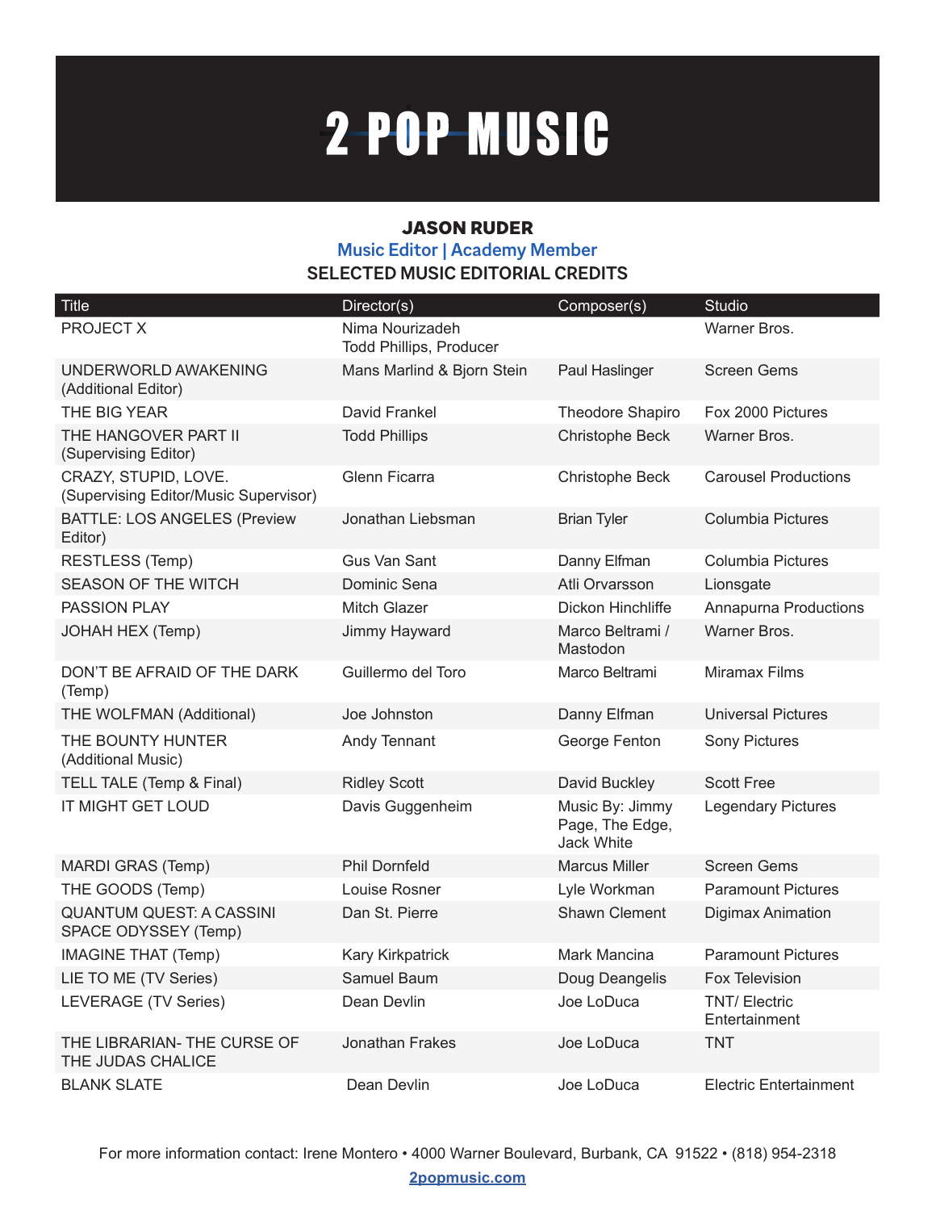# 2 POP MUSIC

## JASON RUDER

**Music Editor | Academy Member**

**SELECTED MUSIC EDITORIAL CREDITS**

| Title | Director(s) | Composer(s) | Studio |
|---|---|---|---|
| PROJECT X | Nima Nourizadeh<br>Todd Phillips, Producer | | Warner Bros. |
| UNDERWORLD AWAKENING (Additional Editor) | Mans Marlind & Bjorn Stein | Paul Haslinger | Screen Gems |
| THE BIG YEAR | David Frankel | Theodore Shapiro | Fox 2000 Pictures |
| THE HANGOVER PART II (Supervising Editor) | Todd Phillips | Christophe Beck | Warner Bros. |
| CRAZY, STUPID, LOVE. (Supervising Editor/Music Supervisor) | Glenn Ficarra | Christophe Beck | Carousel Productions |
| BATTLE: LOS ANGELES (Preview Editor) | Jonathan Liebsman | Brian Tyler | Columbia Pictures |
| RESTLESS (Temp) | Gus Van Sant | Danny Elfman | Columbia Pictures |
| SEASON OF THE WITCH | Dominic Sena | Atli Orvarsson | Lionsgate |
| PASSION PLAY | Mitch Glazer | Dickon Hinchliffe | Annapurna Productions |
| JOHAH HEX (Temp) | Jimmy Hayward | Marco Beltrami / Mastodon | Warner Bros. |
| DON'T BE AFRAID OF THE DARK (Temp) | Guillermo del Toro | Marco Beltrami | Miramax Films |
| THE WOLFMAN (Additional) | Joe Johnston | Danny Elfman | Universal Pictures |
| THE BOUNTY HUNTER (Additional Music) | Andy Tennant | George Fenton | Sony Pictures |
| TELL TALE (Temp & Final) | Ridley Scott | David Buckley | Scott Free |
| IT MIGHT GET LOUD | Davis Guggenheim | Music By: Jimmy Page, The Edge, Jack White | Legendary Pictures |
| MARDI GRAS (Temp) | Phil Dornfeld | Marcus Miller | Screen Gems |
| THE GOODS (Temp) | Louise Rosner | Lyle Workman | Paramount Pictures |
| QUANTUM QUEST: A CASSINI SPACE ODYSSEY (Temp) | Dan St. Pierre | Shawn Clement | Digimax Animation |
| IMAGINE THAT (Temp) | Kary Kirkpatrick | Mark Mancina | Paramount Pictures |
| LIE TO ME (TV Series) | Samuel Baum | Doug Deangelis | Fox Television |
| LEVERAGE (TV Series) | Dean Devlin | Joe LoDuca | TNT/ Electric Entertainment |
| THE LIBRARIAN- THE CURSE OF THE JUDAS CHALICE | Jonathan Frakes | Joe LoDuca | TNT |
| BLANK SLATE | Dean Devlin | Joe LoDuca | Electric Entertainment |

For more information contact: Irene Montero • 4000 Warner Boulevard, Burbank, CA 91522 • (818) 954-2318

2popmusic.com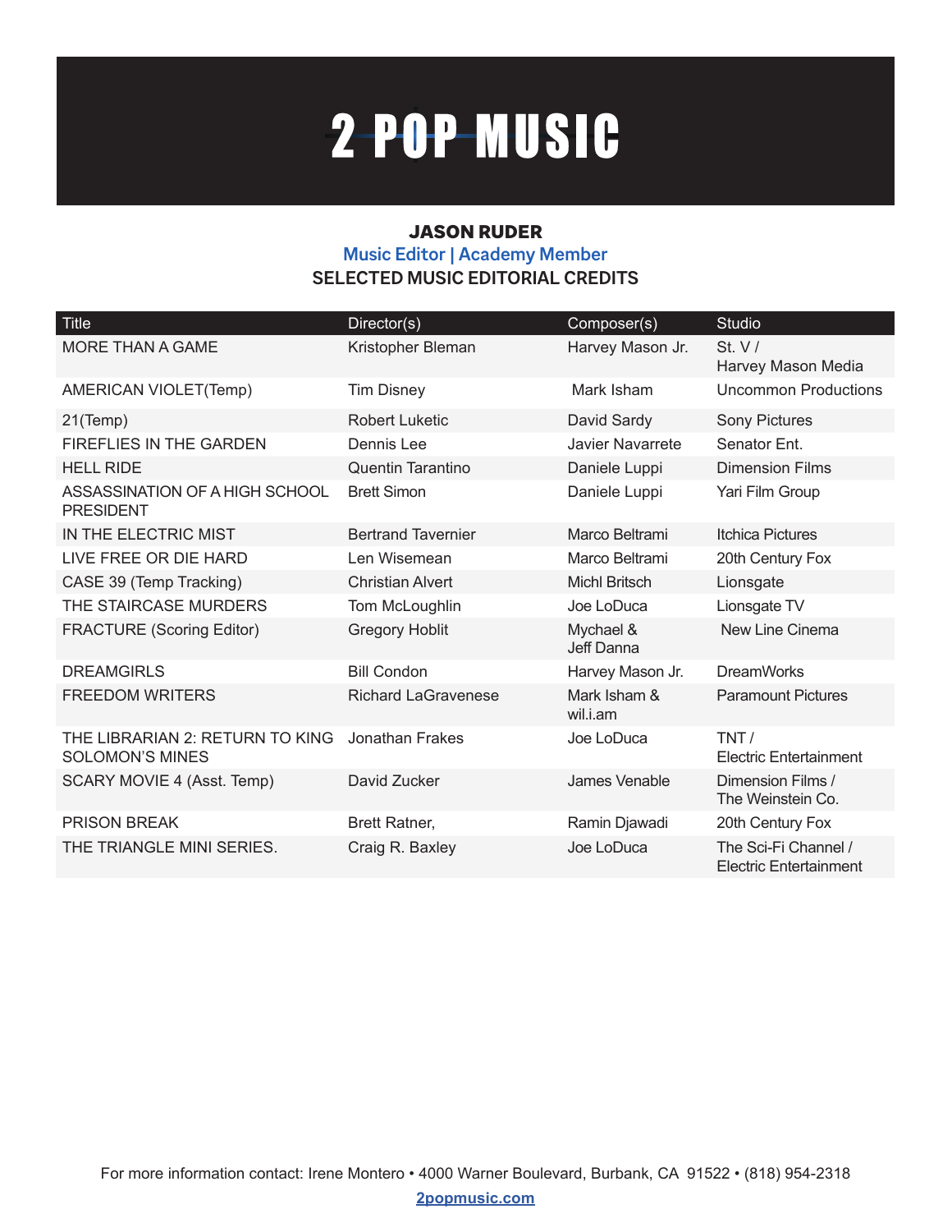# 2 POP MUSIC

**JASON RUDER**

**Music Editor | Academy Member**

**SELECTED MUSIC EDITORIAL CREDITS**

| Title | Director(s) | Composer(s) | Studio |
|---|---|---|---|
| MORE THAN A GAME | Kristopher Bleman | Harvey Mason Jr. | St. V / Harvey Mason Media |
| AMERICAN VIOLET(Temp) | Tim Disney | Mark Isham | Uncommon Productions |
| 21(Temp) | Robert Luketic | David Sardy | Sony Pictures |
| FIREFLIES IN THE GARDEN | Dennis Lee | Javier Navarrete | Senator Ent. |
| HELL RIDE | Quentin Tarantino | Daniele Luppi | Dimension Films |
| ASSASSINATION OF A HIGH SCHOOL PRESIDENT | Brett Simon | Daniele Luppi | Yari Film Group |
| IN THE ELECTRIC MIST | Bertrand Tavernier | Marco Beltrami | Itchica Pictures |
| LIVE FREE OR DIE HARD | Len Wisemean | Marco Beltrami | 20th Century Fox |
| CASE 39 (Temp Tracking) | Christian Alvert | Michl Britsch | Lionsgate |
| THE STAIRCASE MURDERS | Tom McLoughlin | Joe LoDuca | Lionsgate TV |
| FRACTURE (Scoring Editor) | Gregory Hoblit | Mychael & Jeff Danna | New Line Cinema |
| DREAMGIRLS | Bill Condon | Harvey Mason Jr. | DreamWorks |
| FREEDOM WRITERS | Richard LaGravenese | Mark Isham & wil.i.am | Paramount Pictures |
| THE LIBRARIAN 2: RETURN TO KING SOLOMON'S MINES | Jonathan Frakes | Joe LoDuca | TNT / Electric Entertainment |
| SCARY MOVIE 4 (Asst. Temp) | David Zucker | James Venable | Dimension Films / The Weinstein Co. |
| PRISON BREAK | Brett Ratner, | Ramin Djawadi | 20th Century Fox |
| THE TRIANGLE MINI SERIES. | Craig R. Baxley | Joe LoDuca | The Sci-Fi Channel / Electric Entertainment |

For more information contact: Irene Montero • 4000 Warner Boulevard, Burbank, CA 91522 • (818) 954-2318

2popmusic.com